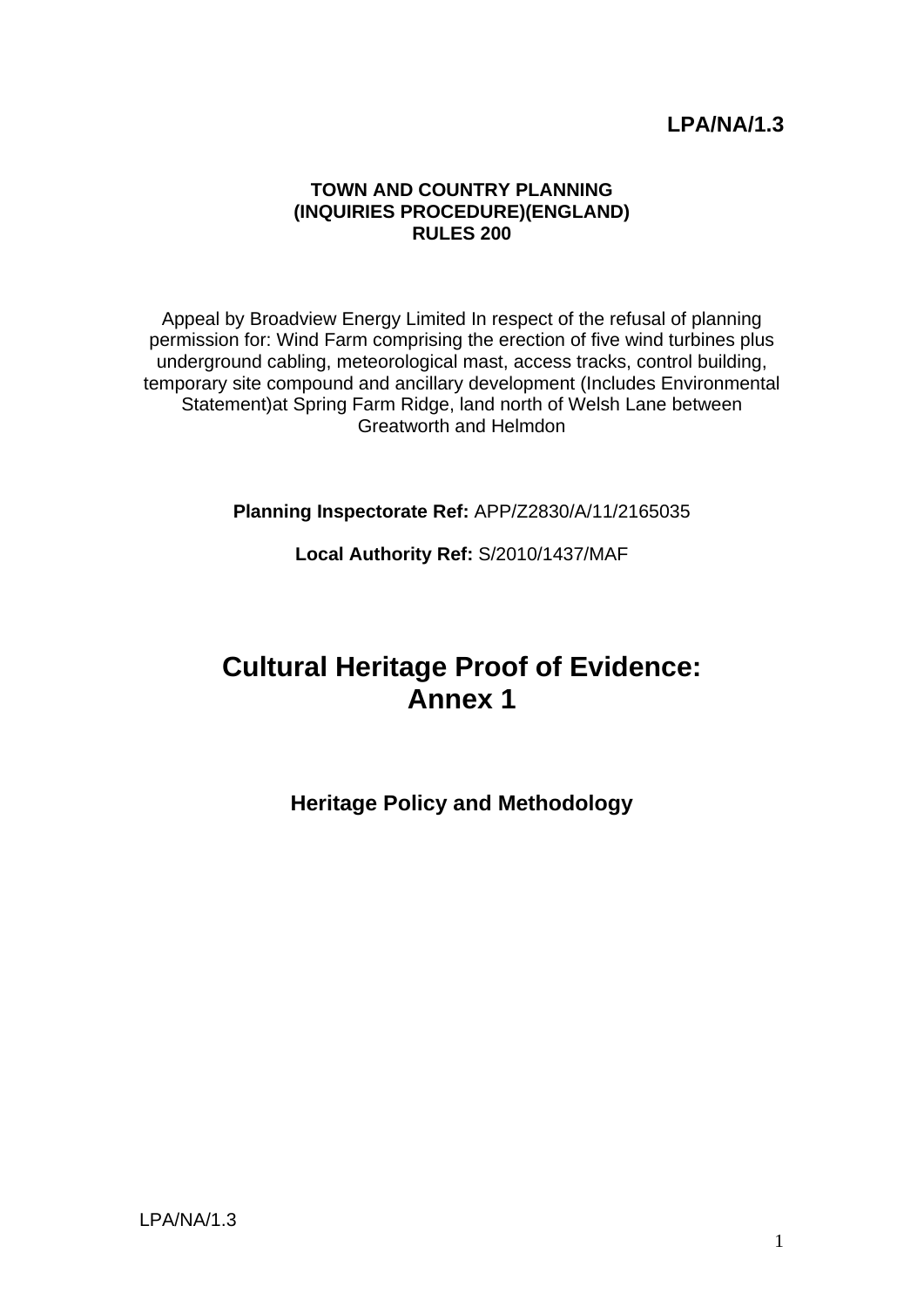**LPA/NA/1.3**

**TOWN AND COUNTRY PLANNING**
**(INQUIRIES PROCEDURE)(ENGLAND)**
**RULES 200**

Appeal by Broadview Energy Limited In respect of the refusal of planning permission for: Wind Farm comprising the erection of five wind turbines plus underground cabling, meteorological mast, access tracks, control building, temporary site compound and ancillary development (Includes Environmental Statement)at Spring Farm Ridge, land north of Welsh Lane between Greatworth and Helmdon

**Planning Inspectorate Ref:** APP/Z2830/A/11/2165035

**Local Authority Ref:** S/2010/1437/MAF

# Cultural Heritage Proof of Evidence: Annex 1

## Heritage Policy and Methodology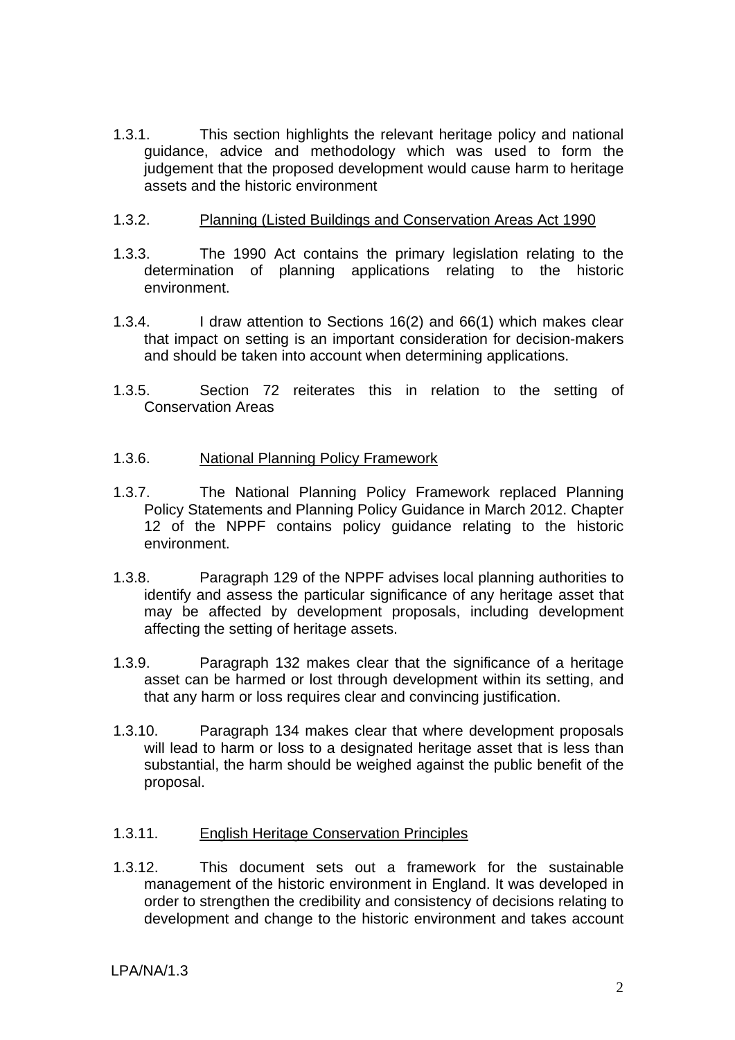1.3.1. This section highlights the relevant heritage policy and national guidance, advice and methodology which was used to form the judgement that the proposed development would cause harm to heritage assets and the historic environment

1.3.2. <u>Planning (Listed Buildings and Conservation Areas Act 1990</u>

1.3.3. The 1990 Act contains the primary legislation relating to the determination of planning applications relating to the historic environment.

1.3.4. I draw attention to Sections 16(2) and 66(1) which makes clear that impact on setting is an important consideration for decision-makers and should be taken into account when determining applications.

1.3.5. Section 72 reiterates this in relation to the setting of Conservation Areas

1.3.6. <u>National Planning Policy Framework</u>

1.3.7. The National Planning Policy Framework replaced Planning Policy Statements and Planning Policy Guidance in March 2012. Chapter 12 of the NPPF contains policy guidance relating to the historic environment.

1.3.8. Paragraph 129 of the NPPF advises local planning authorities to identify and assess the particular significance of any heritage asset that may be affected by development proposals, including development affecting the setting of heritage assets.

1.3.9. Paragraph 132 makes clear that the significance of a heritage asset can be harmed or lost through development within its setting, and that any harm or loss requires clear and convincing justification.

1.3.10. Paragraph 134 makes clear that where development proposals will lead to harm or loss to a designated heritage asset that is less than substantial, the harm should be weighed against the public benefit of the proposal.

1.3.11. <u>English Heritage Conservation Principles</u>

1.3.12. This document sets out a framework for the sustainable management of the historic environment in England. It was developed in order to strengthen the credibility and consistency of decisions relating to development and change to the historic environment and takes account

LPA/NA/1.3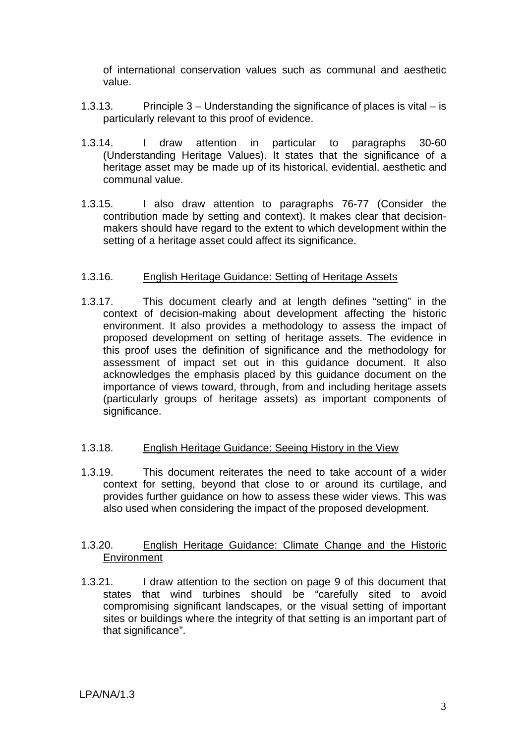of international conservation values such as communal and aesthetic value.

1.3.13. Principle 3 – Understanding the significance of places is vital – is particularly relevant to this proof of evidence.

1.3.14. I draw attention in particular to paragraphs 30-60 (Understanding Heritage Values). It states that the significance of a heritage asset may be made up of its historical, evidential, aesthetic and communal value.

1.3.15. I also draw attention to paragraphs 76-77 (Consider the contribution made by setting and context). It makes clear that decision-makers should have regard to the extent to which development within the setting of a heritage asset could affect its significance.

1.3.16. English Heritage Guidance: Setting of Heritage Assets

1.3.17. This document clearly and at length defines "setting" in the context of decision-making about development affecting the historic environment. It also provides a methodology to assess the impact of proposed development on setting of heritage assets. The evidence in this proof uses the definition of significance and the methodology for assessment of impact set out in this guidance document. It also acknowledges the emphasis placed by this guidance document on the importance of views toward, through, from and including heritage assets (particularly groups of heritage assets) as important components of significance.

1.3.18. English Heritage Guidance: Seeing History in the View

1.3.19. This document reiterates the need to take account of a wider context for setting, beyond that close to or around its curtilage, and provides further guidance on how to assess these wider views. This was also used when considering the impact of the proposed development.

1.3.20. English Heritage Guidance: Climate Change and the Historic Environment

1.3.21. I draw attention to the section on page 9 of this document that states that wind turbines should be "carefully sited to avoid compromising significant landscapes, or the visual setting of important sites or buildings where the integrity of that setting is an important part of that significance".

LPA/NA/1.3